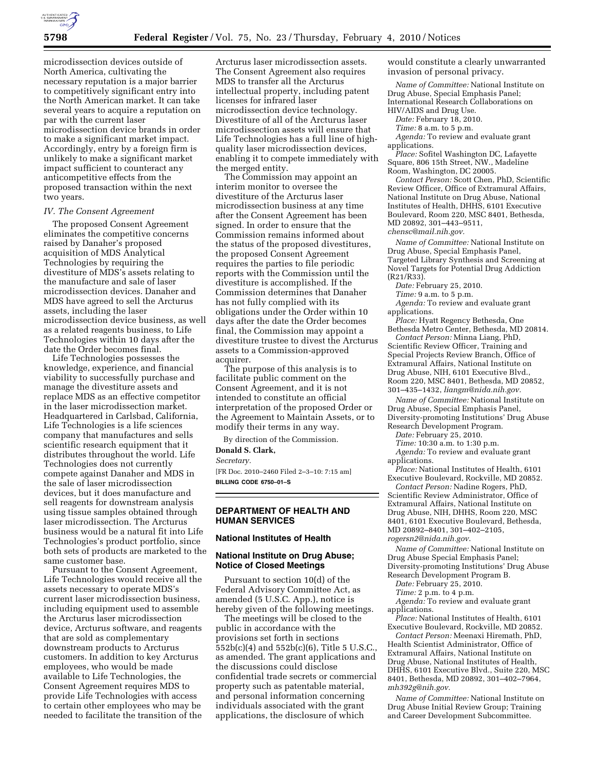microdissection devices outside of North America, cultivating the necessary reputation is a major barrier to competitively significant entry into the North American market. It can take several years to acquire a reputation on par with the current laser microdissection device brands in order to make a significant market impact. Accordingly, entry by a foreign firm is unlikely to make a significant market impact sufficient to counteract any anticompetitive effects from the proposed transaction within the next two years.

### IV. The Consent Agreement

The proposed Consent Agreement eliminates the competitive concerns raised by Danaher's proposed acquisition of MDS Analytical Technologies by requiring the divestiture of MDS's assets relating to the manufacture and sale of laser microdissection devices. Danaher and MDS have agreed to sell the Arcturus assets, including the laser microdissection device business, as well as a related reagents business, to Life Technologies within 10 days after the date the Order becomes final.

Life Technologies possesses the knowledge, experience, and financial viability to successfully purchase and manage the divestiture assets and replace MDS as an effective competitor in the laser microdissection market. Headquartered in Carlsbad, California, Life Technologies is a life sciences company that manufactures and sells scientific research equipment that it distributes throughout the world. Life Technologies does not currently compete against Danaher and MDS in the sale of laser microdissection devices, but it does manufacture and sell reagents for downstream analysis using tissue samples obtained through laser microdissection. The Arcturus business would be a natural fit into Life Technologies's product portfolio, since both sets of products are marketed to the same customer base.

Pursuant to the Consent Agreement, Life Technologies would receive all the assets necessary to operate MDS's current laser microdissection business, including equipment used to assemble the Arcturus laser microdissection device, Arcturus software, and reagents that are sold as complementary downstream products to Arcturus customers. In addition to key Arcturus employees, who would be made available to Life Technologies, the Consent Agreement requires MDS to provide Life Technologies with access to certain other employees who may be needed to facilitate the transition of the Arcturus laser microdissection assets. The Consent Agreement also requires MDS to transfer all the Arcturus intellectual property, including patent licenses for infrared laser microdissection device technology. Divestiture of all of the Arcturus laser microdissection assets will ensure that Life Technologies has a full line of high-quality laser microdissection devices, enabling it to compete immediately with the merged entity.

The Commission may appoint an interim monitor to oversee the divestiture of the Arcturus laser microdissection business at any time after the Consent Agreement has been signed. In order to ensure that the Commission remains informed about the status of the proposed divestitures, the proposed Consent Agreement requires the parties to file periodic reports with the Commission until the divestiture is accomplished. If the Commission determines that Danaher has not fully complied with its obligations under the Order within 10 days after the date the Order becomes final, the Commission may appoint a divestiture trustee to divest the Arcturus assets to a Commission-approved acquirer.

The purpose of this analysis is to facilitate public comment on the Consent Agreement, and it is not intended to constitute an official interpretation of the proposed Order or the Agreement to Maintain Assets, or to modify their terms in any way.

By direction of the Commission.

**Donald S. Clark,**

*Secretary.*

[FR Doc. 2010–2460 Filed 2–3–10: 7:15 am]

**BILLING CODE 6750–01–S**

## DEPARTMENT OF HEALTH AND HUMAN SERVICES

### National Institutes of Health

### National Institute on Drug Abuse; Notice of Closed Meetings

Pursuant to section 10(d) of the Federal Advisory Committee Act, as amended (5 U.S.C. App.), notice is hereby given of the following meetings.

The meetings will be closed to the public in accordance with the provisions set forth in sections 552b(c)(4) and 552b(c)(6), Title 5 U.S.C., as amended. The grant applications and the discussions could disclose confidential trade secrets or commercial property such as patentable material, and personal information concerning individuals associated with the grant applications, the disclosure of which would constitute a clearly unwarranted invasion of personal privacy.

*Name of Committee:* National Institute on Drug Abuse, Special Emphasis Panel; International Research Collaborations on HIV/AIDS and Drug Use.

*Date:* February 18, 2010.

*Time:* 8 a.m. to 5 p.m.

*Agenda:* To review and evaluate grant applications.

*Place:* Sofitel Washington DC, Lafayette Square, 806 15th Street, NW., Madeline Room, Washington, DC 20005.

*Contact Person:* Scott Chen, PhD, Scientific Review Officer, Office of Extramural Affairs, National Institute on Drug Abuse, National Institutes of Health, DHHS, 6101 Executive Boulevard, Room 220, MSC 8401, Bethesda, MD 20892, 301–443–9511, *chensc@mail.nih.gov.*

*Name of Committee:* National Institute on Drug Abuse, Special Emphasis Panel, Targeted Library Synthesis and Screening at Novel Targets for Potential Drug Addiction (R21/R33).

*Date:* February 25, 2010.

*Time:* 9 a.m. to 5 p.m.

*Agenda:* To review and evaluate grant applications.

*Place:* Hyatt Regency Bethesda, One Bethesda Metro Center, Bethesda, MD 20814.

*Contact Person:* Minna Liang, PhD, Scientific Review Officer, Training and Special Projects Review Branch, Office of Extramural Affairs, National Institute on Drug Abuse, NIH, 6101 Executive Blvd., Room 220, MSC 8401, Bethesda, MD 20852, 301–435–1432, *liangm@nida.nih.gov.*

*Name of Committee:* National Institute on Drug Abuse, Special Emphasis Panel, Diversity-promoting Institutions' Drug Abuse Research Development Program.

*Date:* February 25, 2010.

*Time:* 10:30 a.m. to 1:30 p.m.

*Agenda:* To review and evaluate grant applications.

*Place:* National Institutes of Health, 6101 Executive Boulevard, Rockville, MD 20852.

*Contact Person:* Nadine Rogers, PhD, Scientific Review Administrator, Office of Extramural Affairs, National Institute on Drug Abuse, NIH, DHHS, Room 220, MSC 8401, 6101 Executive Boulevard, Bethesda, MD 20892–8401, 301–402–2105, *rogersn2@nida.nih.gov.*

*Name of Committee:* National Institute on Drug Abuse Special Emphasis Panel; Diversity-promoting Institutions' Drug Abuse Research Development Program B.

*Date:* February 25, 2010.

*Time:* 2 p.m. to 4 p.m.

*Agenda:* To review and evaluate grant applications.

*Place:* National Institutes of Health, 6101 Executive Boulevard, Rockville, MD 20852.

*Contact Person:* Meenaxi Hiremath, PhD, Health Scientist Administrator, Office of Extramural Affairs, National Institute on Drug Abuse, National Institutes of Health, DHHS, 6101 Executive Blvd., Suite 220, MSC 8401, Bethesda, MD 20892, 301–402–7964, *mh392g@nih.gov.*

*Name of Committee:* National Institute on Drug Abuse Initial Review Group; Training and Career Development Subcommittee.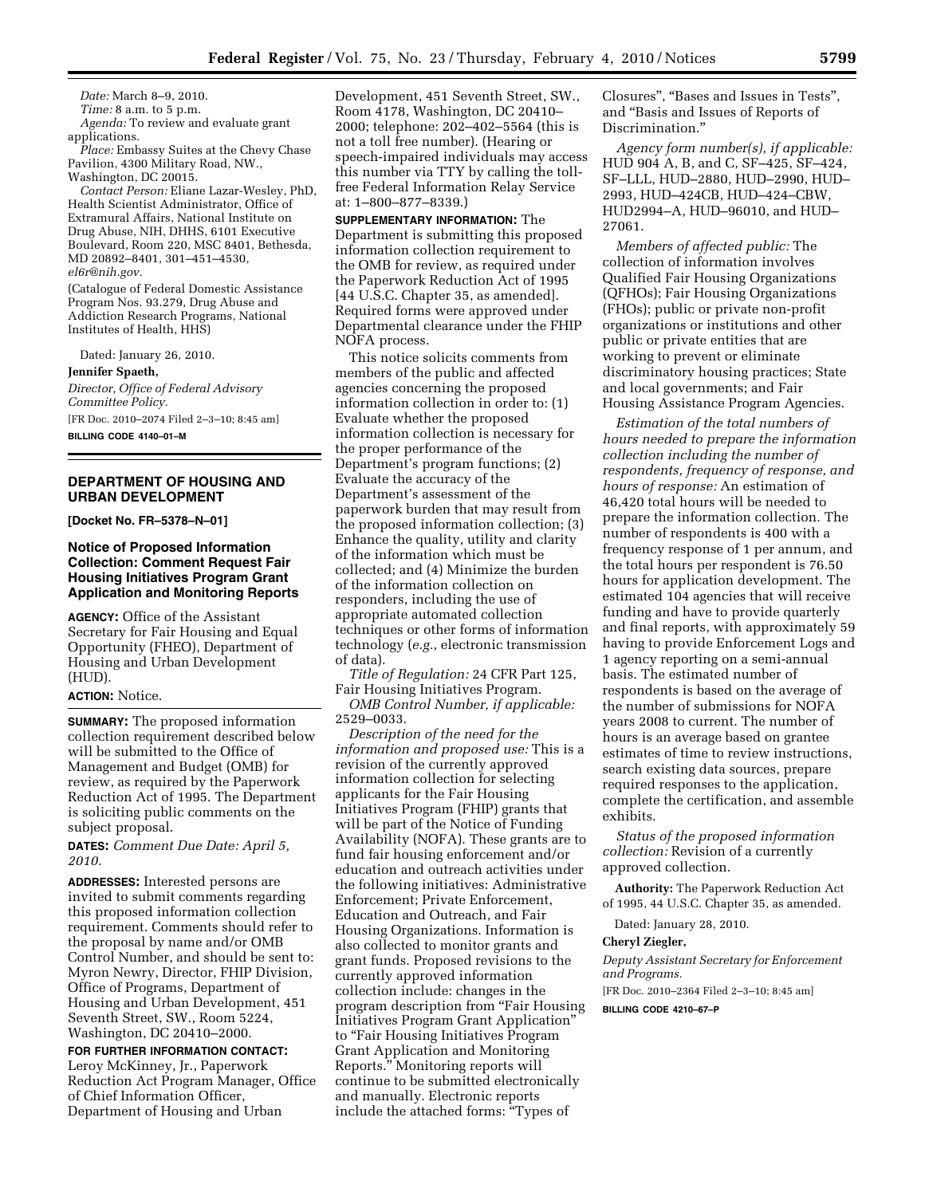*Date:* March 8–9, 2010.

*Time:* 8 a.m. to 5 p.m.

*Agenda:* To review and evaluate grant applications.

*Place:* Embassy Suites at the Chevy Chase Pavilion, 4300 Military Road, NW., Washington, DC 20015.

*Contact Person:* Eliane Lazar-Wesley, PhD, Health Scientist Administrator, Office of Extramural Affairs, National Institute on Drug Abuse, NIH, DHHS, 6101 Executive Boulevard, Room 220, MSC 8401, Bethesda, MD 20892–8401, 301–451–4530, *el6r@nih.gov.*

(Catalogue of Federal Domestic Assistance Program Nos. 93.279, Drug Abuse and Addiction Research Programs, National Institutes of Health, HHS)

Dated: January 26, 2010.

**Jennifer Spaeth,**

*Director, Office of Federal Advisory Committee Policy.*

[FR Doc. 2010–2074 Filed 2–3–10; 8:45 am]

**BILLING CODE 4140–01–M**

## DEPARTMENT OF HOUSING AND URBAN DEVELOPMENT

**[Docket No. FR–5378–N–01]**

### Notice of Proposed Information Collection: Comment Request Fair Housing Initiatives Program Grant Application and Monitoring Reports

**AGENCY:** Office of the Assistant Secretary for Fair Housing and Equal Opportunity (FHEO), Department of Housing and Urban Development (HUD).

**ACTION:** Notice.

**SUMMARY:** The proposed information collection requirement described below will be submitted to the Office of Management and Budget (OMB) for review, as required by the Paperwork Reduction Act of 1995. The Department is soliciting public comments on the subject proposal.

**DATES:** *Comment Due Date: April 5, 2010.*

**ADDRESSES:** Interested persons are invited to submit comments regarding this proposed information collection requirement. Comments should refer to the proposal by name and/or OMB Control Number, and should be sent to: Myron Newry, Director, FHIP Division, Office of Programs, Department of Housing and Urban Development, 451 Seventh Street, SW., Room 5224, Washington, DC 20410–2000.

**FOR FURTHER INFORMATION CONTACT:** Leroy McKinney, Jr., Paperwork Reduction Act Program Manager, Office of Chief Information Officer, Department of Housing and Urban Development, 451 Seventh Street, SW., Room 4178, Washington, DC 20410–2000; telephone: 202–402–5564 (this is not a toll free number). (Hearing or speech-impaired individuals may access this number via TTY by calling the toll-free Federal Information Relay Service at: 1–800–877–8339.)

**SUPPLEMENTARY INFORMATION:** The Department is submitting this proposed information collection requirement to the OMB for review, as required under the Paperwork Reduction Act of 1995 [44 U.S.C. Chapter 35, as amended]. Required forms were approved under Departmental clearance under the FHIP NOFA process.

This notice solicits comments from members of the public and affected agencies concerning the proposed information collection in order to: (1) Evaluate whether the proposed information collection is necessary for the proper performance of the Department's program functions; (2) Evaluate the accuracy of the Department's assessment of the paperwork burden that may result from the proposed information collection; (3) Enhance the quality, utility and clarity of the information which must be collected; and (4) Minimize the burden of the information collection on responders, including the use of appropriate automated collection techniques or other forms of information technology (*e.g.*, electronic transmission of data).

*Title of Regulation:* 24 CFR Part 125, Fair Housing Initiatives Program.

*OMB Control Number, if applicable:* 2529–0033.

*Description of the need for the information and proposed use:* This is a revision of the currently approved information collection for selecting applicants for the Fair Housing Initiatives Program (FHIP) grants that will be part of the Notice of Funding Availability (NOFA). These grants are to fund fair housing enforcement and/or education and outreach activities under the following initiatives: Administrative Enforcement; Private Enforcement, Education and Outreach, and Fair Housing Organizations. Information is also collected to monitor grants and grant funds. Proposed revisions to the currently approved information collection include: changes in the program description from "Fair Housing Initiatives Program Grant Application" to "Fair Housing Initiatives Program Grant Application and Monitoring Reports." Monitoring reports will continue to be submitted electronically and manually. Electronic reports include the attached forms: "Types of Closures", "Bases and Issues in Tests", and "Basis and Issues of Reports of Discrimination."

*Agency form number(s), if applicable:* HUD 904 A, B, and C, SF–425, SF–424, SF–LLL, HUD–2880, HUD–2990, HUD–2993, HUD–424CB, HUD–424–CBW, HUD2994–A, HUD–96010, and HUD–27061.

*Members of affected public:* The collection of information involves Qualified Fair Housing Organizations (QFHOs); Fair Housing Organizations (FHOs); public or private non-profit organizations or institutions and other public or private entities that are working to prevent or eliminate discriminatory housing practices; State and local governments; and Fair Housing Assistance Program Agencies.

*Estimation of the total numbers of hours needed to prepare the information collection including the number of respondents, frequency of response, and hours of response:* An estimation of 46,420 total hours will be needed to prepare the information collection. The number of respondents is 400 with a frequency response of 1 per annum, and the total hours per respondent is 76.50 hours for application development. The estimated 104 agencies that will receive funding and have to provide quarterly and final reports, with approximately 59 having to provide Enforcement Logs and 1 agency reporting on a semi-annual basis. The estimated number of respondents is based on the average of the number of submissions for NOFA years 2008 to current. The number of hours is an average based on grantee estimates of time to review instructions, search existing data sources, prepare required responses to the application, complete the certification, and assemble exhibits.

*Status of the proposed information collection:* Revision of a currently approved collection.

**Authority:** The Paperwork Reduction Act of 1995, 44 U.S.C. Chapter 35, as amended.

Dated: January 28, 2010.

**Cheryl Ziegler,**

*Deputy Assistant Secretary for Enforcement and Programs.*

[FR Doc. 2010–2364 Filed 2–3–10; 8:45 am]

**BILLING CODE 4210–67–P**